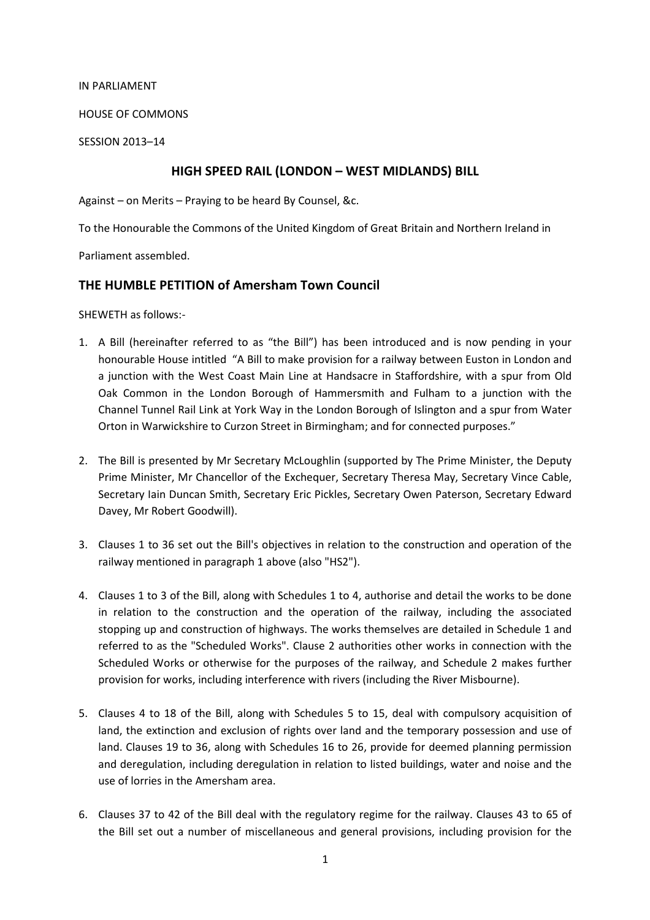IN PARLIAMENT

HOUSE OF COMMONS

SESSION 2013–14

## HIGH SPEED RAIL (LONDON – WEST MIDLANDS) BILL

Against – on Merits – Praying to be heard By Counsel, &c.

To the Honourable the Commons of the United Kingdom of Great Britain and Northern Ireland in Parliament assembled.

## THE HUMBLE PETITION of Amersham Town Council

SHEWETH as follows:-

1. A Bill (hereinafter referred to as "the Bill") has been introduced and is now pending in your honourable House intitled "A Bill to make provision for a railway between Euston in London and a junction with the West Coast Main Line at Handsacre in Staffordshire, with a spur from Old Oak Common in the London Borough of Hammersmith and Fulham to a junction with the Channel Tunnel Rail Link at York Way in the London Borough of Islington and a spur from Water Orton in Warwickshire to Curzon Street in Birmingham; and for connected purposes."

2. The Bill is presented by Mr Secretary McLoughlin (supported by The Prime Minister, the Deputy Prime Minister, Mr Chancellor of the Exchequer, Secretary Theresa May, Secretary Vince Cable, Secretary Iain Duncan Smith, Secretary Eric Pickles, Secretary Owen Paterson, Secretary Edward Davey, Mr Robert Goodwill).

3. Clauses 1 to 36 set out the Bill's objectives in relation to the construction and operation of the railway mentioned in paragraph 1 above (also "HS2").

4. Clauses 1 to 3 of the Bill, along with Schedules 1 to 4, authorise and detail the works to be done in relation to the construction and the operation of the railway, including the associated stopping up and construction of highways. The works themselves are detailed in Schedule 1 and referred to as the "Scheduled Works". Clause 2 authorities other works in connection with the Scheduled Works or otherwise for the purposes of the railway, and Schedule 2 makes further provision for works, including interference with rivers (including the River Misbourne).

5. Clauses 4 to 18 of the Bill, along with Schedules 5 to 15, deal with compulsory acquisition of land, the extinction and exclusion of rights over land and the temporary possession and use of land. Clauses 19 to 36, along with Schedules 16 to 26, provide for deemed planning permission and deregulation, including deregulation in relation to listed buildings, water and noise and the use of lorries in the Amersham area.

6. Clauses 37 to 42 of the Bill deal with the regulatory regime for the railway. Clauses 43 to 65 of the Bill set out a number of miscellaneous and general provisions, including provision for the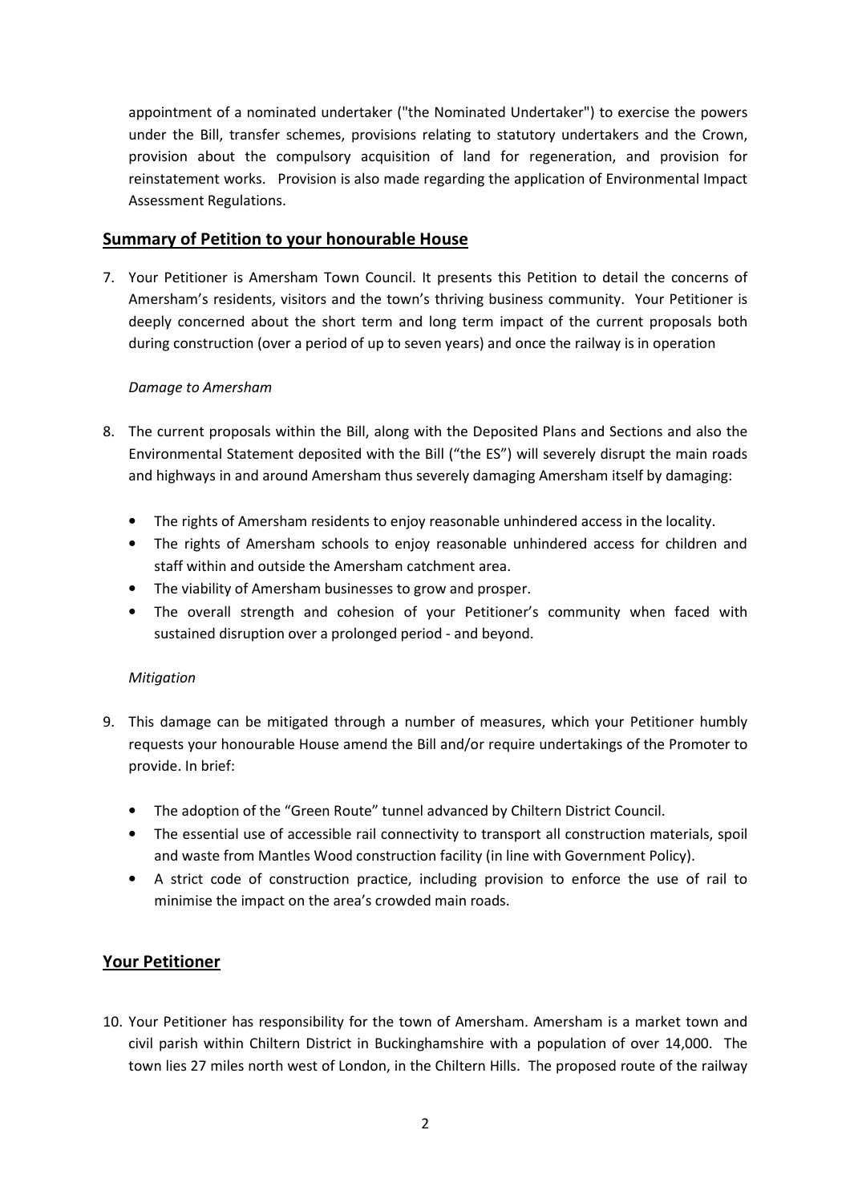appointment of a nominated undertaker ("the Nominated Undertaker") to exercise the powers under the Bill, transfer schemes, provisions relating to statutory undertakers and the Crown, provision about the compulsory acquisition of land for regeneration, and provision for reinstatement works. Provision is also made regarding the application of Environmental Impact Assessment Regulations.

## Summary of Petition to your honourable House

7. Your Petitioner is Amersham Town Council. It presents this Petition to detail the concerns of Amersham's residents, visitors and the town's thriving business community. Your Petitioner is deeply concerned about the short term and long term impact of the current proposals both during construction (over a period of up to seven years) and once the railway is in operation

*Damage to Amersham*

8. The current proposals within the Bill, along with the Deposited Plans and Sections and also the Environmental Statement deposited with the Bill ("the ES") will severely disrupt the main roads and highways in and around Amersham thus severely damaging Amersham itself by damaging:

   - The rights of Amersham residents to enjoy reasonable unhindered access in the locality.
   - The rights of Amersham schools to enjoy reasonable unhindered access for children and staff within and outside the Amersham catchment area.
   - The viability of Amersham businesses to grow and prosper.
   - The overall strength and cohesion of your Petitioner's community when faced with sustained disruption over a prolonged period - and beyond.

*Mitigation*

9. This damage can be mitigated through a number of measures, which your Petitioner humbly requests your honourable House amend the Bill and/or require undertakings of the Promoter to provide. In brief:

   - The adoption of the "Green Route" tunnel advanced by Chiltern District Council.
   - The essential use of accessible rail connectivity to transport all construction materials, spoil and waste from Mantles Wood construction facility (in line with Government Policy).
   - A strict code of construction practice, including provision to enforce the use of rail to minimise the impact on the area's crowded main roads.

## Your Petitioner

10. Your Petitioner has responsibility for the town of Amersham. Amersham is a market town and civil parish within Chiltern District in Buckinghamshire with a population of over 14,000. The town lies 27 miles north west of London, in the Chiltern Hills. The proposed route of the railway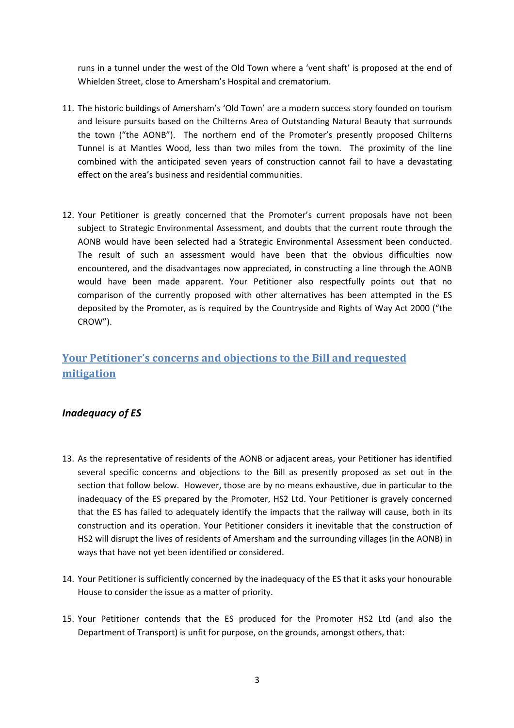runs in a tunnel under the west of the Old Town where a 'vent shaft' is proposed at the end of Whielden Street, close to Amersham's Hospital and crematorium.

11. The historic buildings of Amersham's 'Old Town' are a modern success story founded on tourism and leisure pursuits based on the Chilterns Area of Outstanding Natural Beauty that surrounds the town ("the AONB"). The northern end of the Promoter's presently proposed Chilterns Tunnel is at Mantles Wood, less than two miles from the town. The proximity of the line combined with the anticipated seven years of construction cannot fail to have a devastating effect on the area's business and residential communities.

12. Your Petitioner is greatly concerned that the Promoter's current proposals have not been subject to Strategic Environmental Assessment, and doubts that the current route through the AONB would have been selected had a Strategic Environmental Assessment been conducted. The result of such an assessment would have been that the obvious difficulties now encountered, and the disadvantages now appreciated, in constructing a line through the AONB would have been made apparent. Your Petitioner also respectfully points out that no comparison of the currently proposed with other alternatives has been attempted in the ES deposited by the Promoter, as is required by the Countryside and Rights of Way Act 2000 ("the CROW").

## Your Petitioner's concerns and objections to the Bill and requested mitigation

### *Inadequacy of ES*

13. As the representative of residents of the AONB or adjacent areas, your Petitioner has identified several specific concerns and objections to the Bill as presently proposed as set out in the section that follow below. However, those are by no means exhaustive, due in particular to the inadequacy of the ES prepared by the Promoter, HS2 Ltd. Your Petitioner is gravely concerned that the ES has failed to adequately identify the impacts that the railway will cause, both in its construction and its operation. Your Petitioner considers it inevitable that the construction of HS2 will disrupt the lives of residents of Amersham and the surrounding villages (in the AONB) in ways that have not yet been identified or considered.

14. Your Petitioner is sufficiently concerned by the inadequacy of the ES that it asks your honourable House to consider the issue as a matter of priority.

15. Your Petitioner contends that the ES produced for the Promoter HS2 Ltd (and also the Department of Transport) is unfit for purpose, on the grounds, amongst others, that: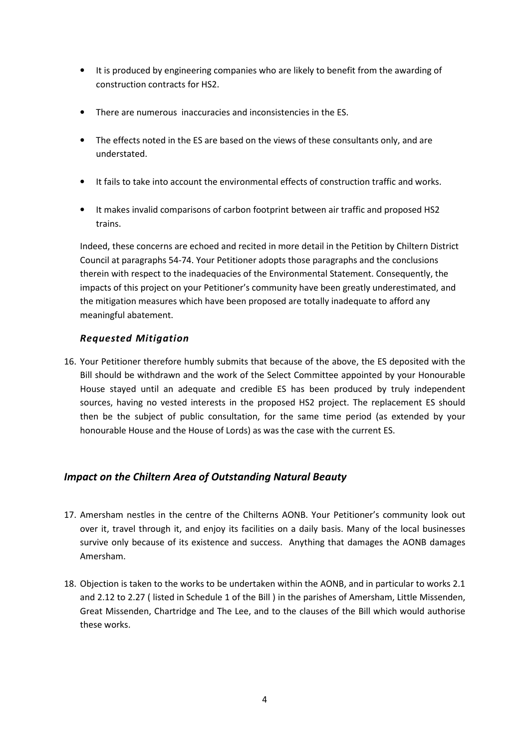- It is produced by engineering companies who are likely to benefit from the awarding of construction contracts for HS2.
- There are numerous inaccuracies and inconsistencies in the ES.
- The effects noted in the ES are based on the views of these consultants only, and are understated.
- It fails to take into account the environmental effects of construction traffic and works.
- It makes invalid comparisons of carbon footprint between air traffic and proposed HS2 trains.

Indeed, these concerns are echoed and recited in more detail in the Petition by Chiltern District Council at paragraphs 54-74. Your Petitioner adopts those paragraphs and the conclusions therein with respect to the inadequacies of the Environmental Statement. Consequently, the impacts of this project on your Petitioner's community have been greatly underestimated, and the mitigation measures which have been proposed are totally inadequate to afford any meaningful abatement.

### *Requested Mitigation*

16. Your Petitioner therefore humbly submits that because of the above, the ES deposited with the Bill should be withdrawn and the work of the Select Committee appointed by your Honourable House stayed until an adequate and credible ES has been produced by truly independent sources, having no vested interests in the proposed HS2 project. The replacement ES should then be the subject of public consultation, for the same time period (as extended by your honourable House and the House of Lords) as was the case with the current ES.

## *Impact on the Chiltern Area of Outstanding Natural Beauty*

17. Amersham nestles in the centre of the Chilterns AONB. Your Petitioner's community look out over it, travel through it, and enjoy its facilities on a daily basis. Many of the local businesses survive only because of its existence and success. Anything that damages the AONB damages Amersham.

18. Objection is taken to the works to be undertaken within the AONB, and in particular to works 2.1 and 2.12 to 2.27 ( listed in Schedule 1 of the Bill ) in the parishes of Amersham, Little Missenden, Great Missenden, Chartridge and The Lee, and to the clauses of the Bill which would authorise these works.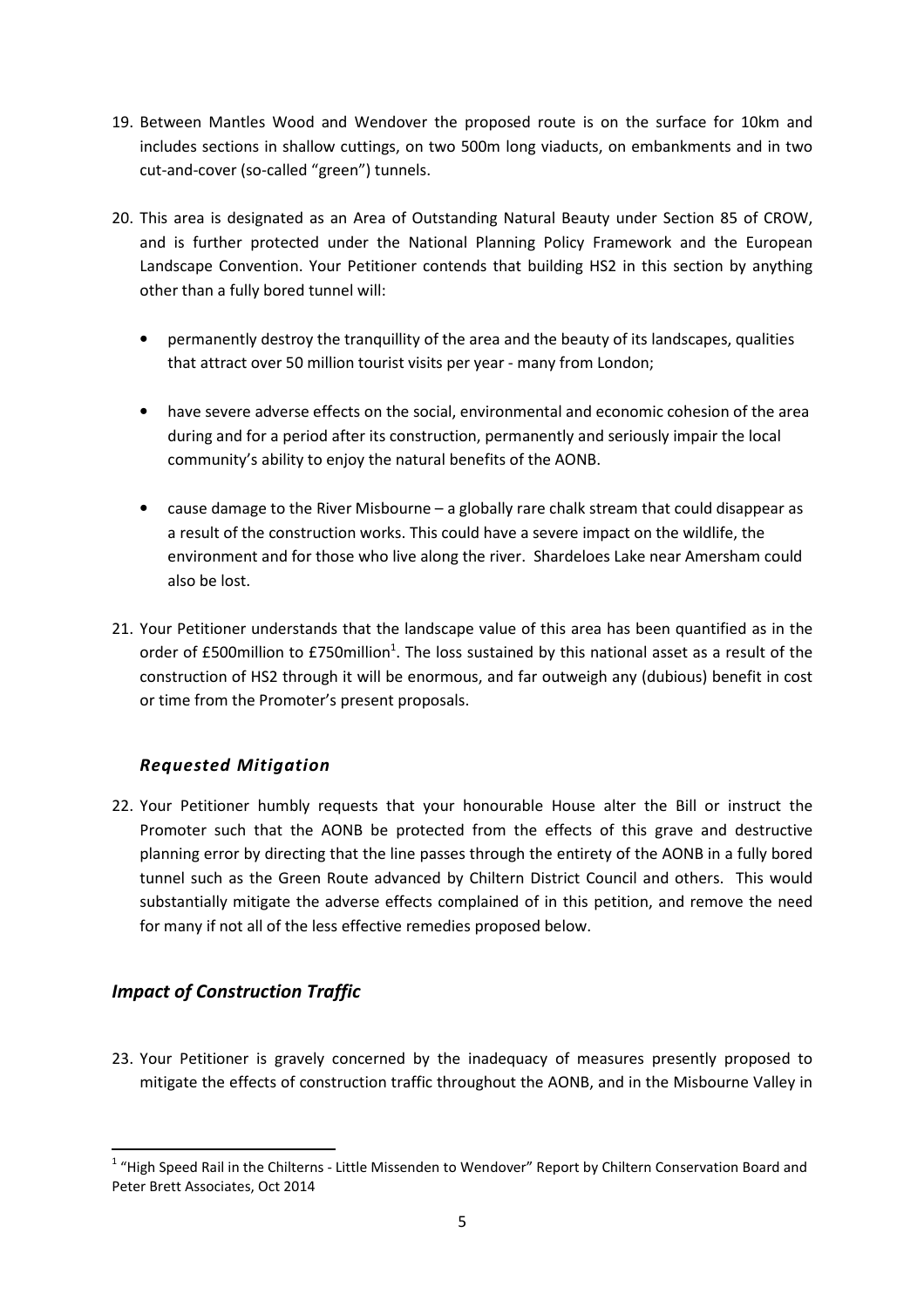19. Between Mantles Wood and Wendover the proposed route is on the surface for 10km and includes sections in shallow cuttings, on two 500m long viaducts, on embankments and in two cut-and-cover (so-called "green") tunnels.

20. This area is designated as an Area of Outstanding Natural Beauty under Section 85 of CROW, and is further protected under the National Planning Policy Framework and the European Landscape Convention. Your Petitioner contends that building HS2 in this section by anything other than a fully bored tunnel will:

    - permanently destroy the tranquillity of the area and the beauty of its landscapes, qualities that attract over 50 million tourist visits per year - many from London;

    - have severe adverse effects on the social, environmental and economic cohesion of the area during and for a period after its construction, permanently and seriously impair the local community's ability to enjoy the natural benefits of the AONB.

    - cause damage to the River Misbourne – a globally rare chalk stream that could disappear as a result of the construction works. This could have a severe impact on the wildlife, the environment and for those who live along the river. Shardeloes Lake near Amersham could also be lost.

21. Your Petitioner understands that the landscape value of this area has been quantified as in the order of £500million to £750million[1]. The loss sustained by this national asset as a result of the construction of HS2 through it will be enormous, and far outweigh any (dubious) benefit in cost or time from the Promoter's present proposals.

### *Requested Mitigation*

22. Your Petitioner humbly requests that your honourable House alter the Bill or instruct the Promoter such that the AONB be protected from the effects of this grave and destructive planning error by directing that the line passes through the entirety of the AONB in a fully bored tunnel such as the Green Route advanced by Chiltern District Council and others. This would substantially mitigate the adverse effects complained of in this petition, and remove the need for many if not all of the less effective remedies proposed below.

## *Impact of Construction Traffic*

23. Your Petitioner is gravely concerned by the inadequacy of measures presently proposed to mitigate the effects of construction traffic throughout the AONB, and in the Misbourne Valley in

---

[1] "High Speed Rail in the Chilterns - Little Missenden to Wendover" Report by Chiltern Conservation Board and Peter Brett Associates, Oct 2014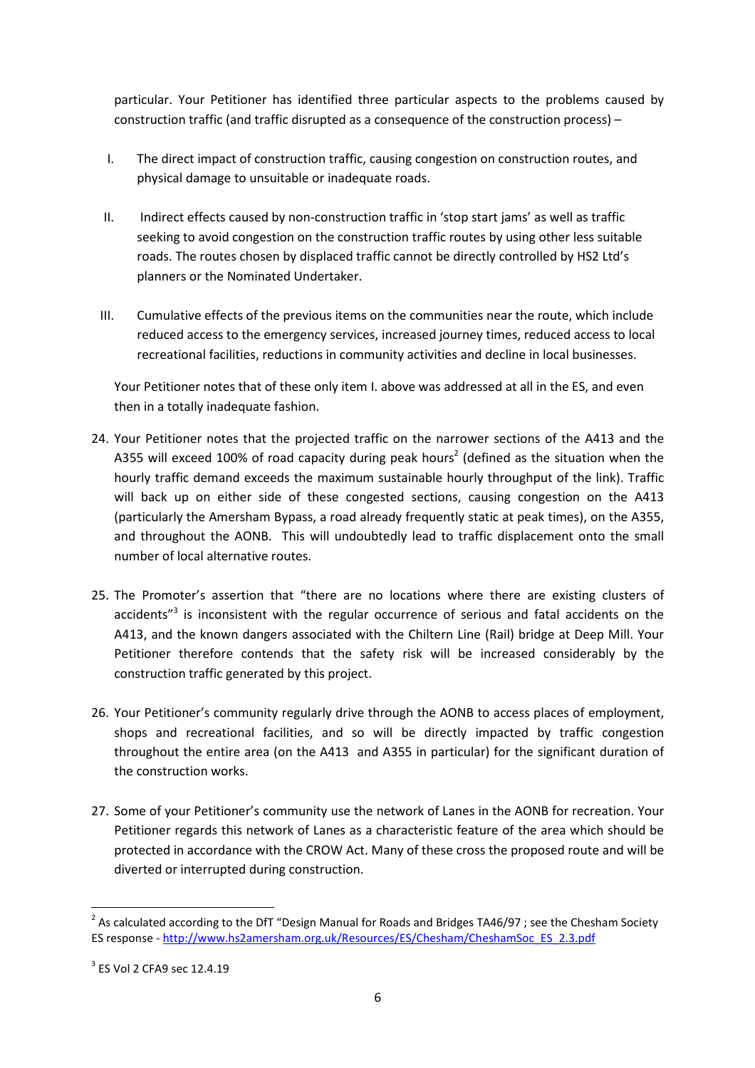particular. Your Petitioner has identified three particular aspects to the problems caused by construction traffic (and traffic disrupted as a consequence of the construction process) –

I. The direct impact of construction traffic, causing congestion on construction routes, and physical damage to unsuitable or inadequate roads.

II. Indirect effects caused by non-construction traffic in 'stop start jams' as well as traffic seeking to avoid congestion on the construction traffic routes by using other less suitable roads. The routes chosen by displaced traffic cannot be directly controlled by HS2 Ltd's planners or the Nominated Undertaker.

III. Cumulative effects of the previous items on the communities near the route, which include reduced access to the emergency services, increased journey times, reduced access to local recreational facilities, reductions in community activities and decline in local businesses.

Your Petitioner notes that of these only item I. above was addressed at all in the ES, and even then in a totally inadequate fashion.

24. Your Petitioner notes that the projected traffic on the narrower sections of the A413 and the A355 will exceed 100% of road capacity during peak hours[2] (defined as the situation when the hourly traffic demand exceeds the maximum sustainable hourly throughput of the link). Traffic will back up on either side of these congested sections, causing congestion on the A413 (particularly the Amersham Bypass, a road already frequently static at peak times), on the A355, and throughout the AONB. This will undoubtedly lead to traffic displacement onto the small number of local alternative routes.

25. The Promoter's assertion that "there are no locations where there are existing clusters of accidents"[3] is inconsistent with the regular occurrence of serious and fatal accidents on the A413, and the known dangers associated with the Chiltern Line (Rail) bridge at Deep Mill. Your Petitioner therefore contends that the safety risk will be increased considerably by the construction traffic generated by this project.

26. Your Petitioner's community regularly drive through the AONB to access places of employment, shops and recreational facilities, and so will be directly impacted by traffic congestion throughout the entire area (on the A413 and A355 in particular) for the significant duration of the construction works.

27. Some of your Petitioner's community use the network of Lanes in the AONB for recreation. Your Petitioner regards this network of Lanes as a characteristic feature of the area which should be protected in accordance with the CROW Act. Many of these cross the proposed route and will be diverted or interrupted during construction.

---

[2] As calculated according to the DfT "Design Manual for Roads and Bridges TA46/97 ; see the Chesham Society ES response - http://www.hs2amersham.org.uk/Resources/ES/Chesham/CheshamSoc_ES_2.3.pdf

[3] ES Vol 2 CFA9 sec 12.4.19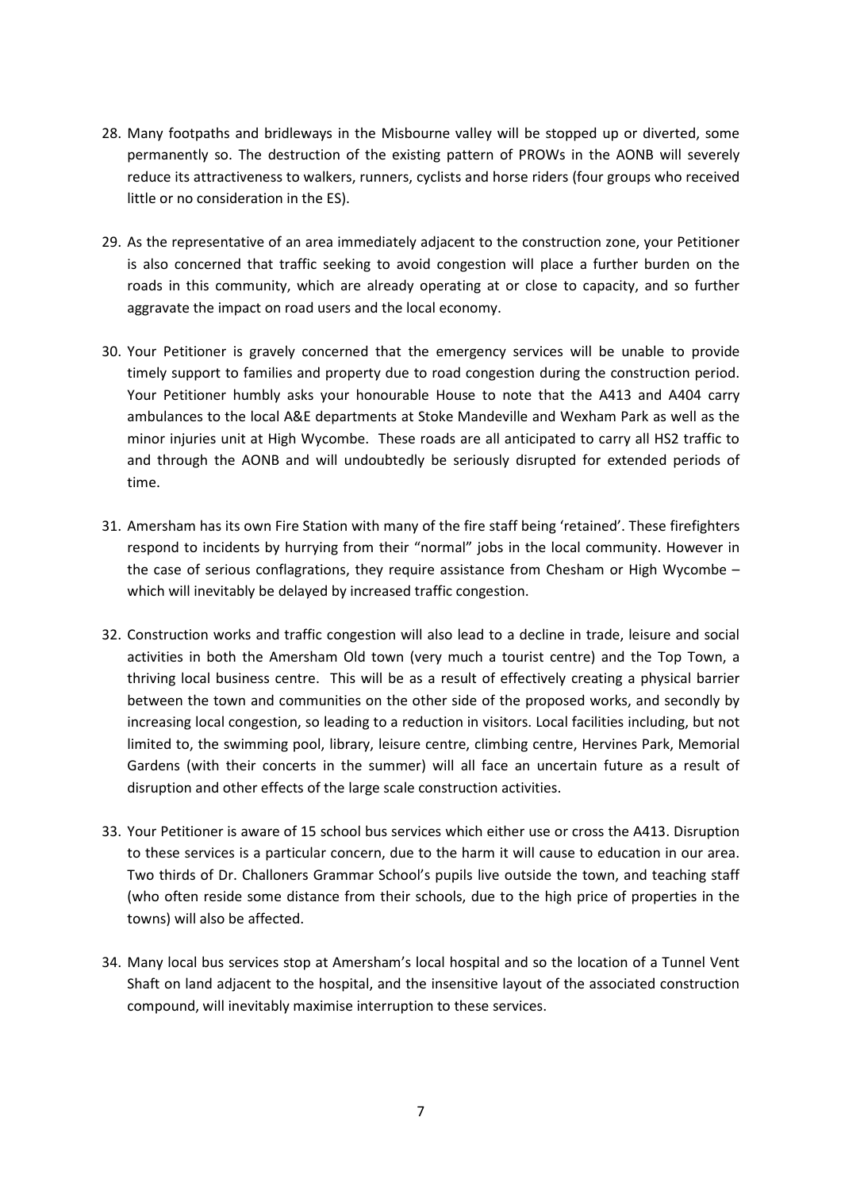28. Many footpaths and bridleways in the Misbourne valley will be stopped up or diverted, some permanently so. The destruction of the existing pattern of PROWs in the AONB will severely reduce its attractiveness to walkers, runners, cyclists and horse riders (four groups who received little or no consideration in the ES).

29. As the representative of an area immediately adjacent to the construction zone, your Petitioner is also concerned that traffic seeking to avoid congestion will place a further burden on the roads in this community, which are already operating at or close to capacity, and so further aggravate the impact on road users and the local economy.

30. Your Petitioner is gravely concerned that the emergency services will be unable to provide timely support to families and property due to road congestion during the construction period. Your Petitioner humbly asks your honourable House to note that the A413 and A404 carry ambulances to the local A&E departments at Stoke Mandeville and Wexham Park as well as the minor injuries unit at High Wycombe. These roads are all anticipated to carry all HS2 traffic to and through the AONB and will undoubtedly be seriously disrupted for extended periods of time.

31. Amersham has its own Fire Station with many of the fire staff being 'retained'. These firefighters respond to incidents by hurrying from their "normal" jobs in the local community. However in the case of serious conflagrations, they require assistance from Chesham or High Wycombe – which will inevitably be delayed by increased traffic congestion.

32. Construction works and traffic congestion will also lead to a decline in trade, leisure and social activities in both the Amersham Old town (very much a tourist centre) and the Top Town, a thriving local business centre. This will be as a result of effectively creating a physical barrier between the town and communities on the other side of the proposed works, and secondly by increasing local congestion, so leading to a reduction in visitors. Local facilities including, but not limited to, the swimming pool, library, leisure centre, climbing centre, Hervines Park, Memorial Gardens (with their concerts in the summer) will all face an uncertain future as a result of disruption and other effects of the large scale construction activities.

33. Your Petitioner is aware of 15 school bus services which either use or cross the A413. Disruption to these services is a particular concern, due to the harm it will cause to education in our area. Two thirds of Dr. Challoners Grammar School's pupils live outside the town, and teaching staff (who often reside some distance from their schools, due to the high price of properties in the towns) will also be affected.

34. Many local bus services stop at Amersham's local hospital and so the location of a Tunnel Vent Shaft on land adjacent to the hospital, and the insensitive layout of the associated construction compound, will inevitably maximise interruption to these services.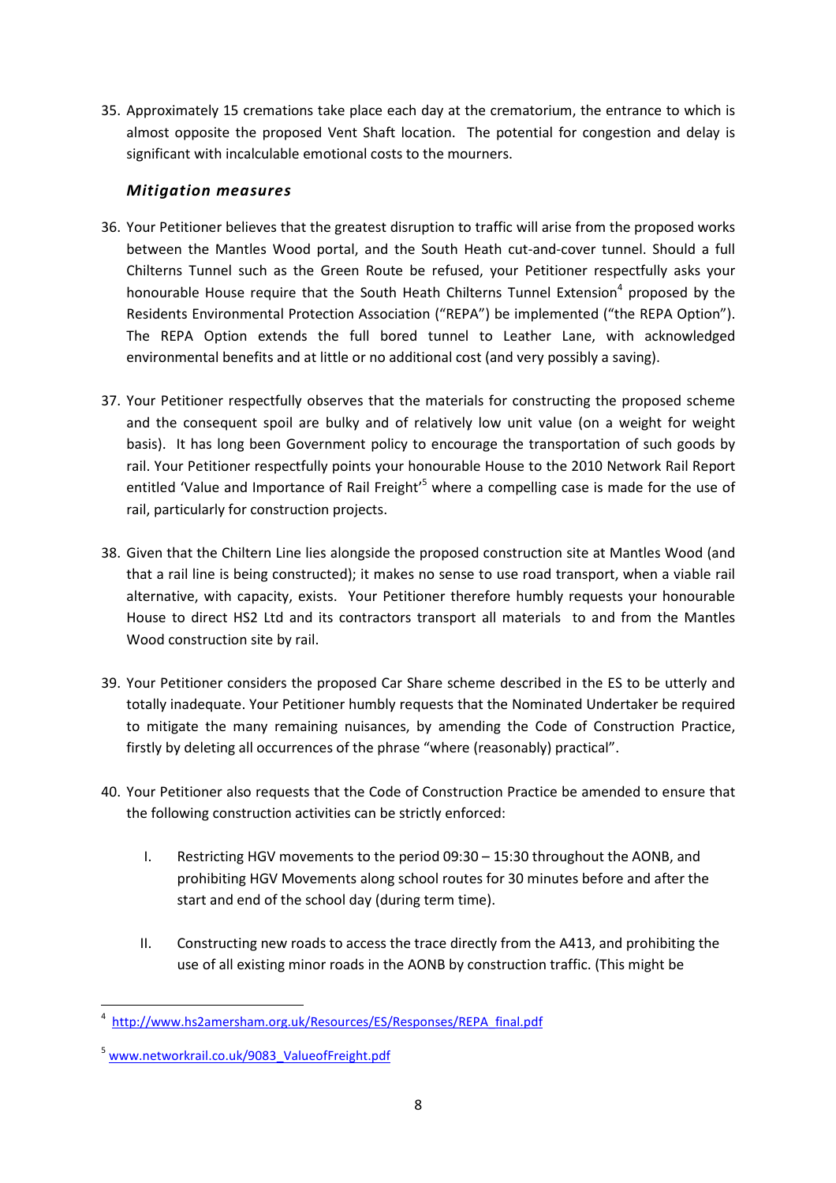35. Approximately 15 cremations take place each day at the crematorium, the entrance to which is almost opposite the proposed Vent Shaft location. The potential for congestion and delay is significant with incalculable emotional costs to the mourners.

### *Mitigation measures*

36. Your Petitioner believes that the greatest disruption to traffic will arise from the proposed works between the Mantles Wood portal, and the South Heath cut-and-cover tunnel. Should a full Chilterns Tunnel such as the Green Route be refused, your Petitioner respectfully asks your honourable House require that the South Heath Chilterns Tunnel Extension[4] proposed by the Residents Environmental Protection Association ("REPA") be implemented ("the REPA Option"). The REPA Option extends the full bored tunnel to Leather Lane, with acknowledged environmental benefits and at little or no additional cost (and very possibly a saving).

37. Your Petitioner respectfully observes that the materials for constructing the proposed scheme and the consequent spoil are bulky and of relatively low unit value (on a weight for weight basis). It has long been Government policy to encourage the transportation of such goods by rail. Your Petitioner respectfully points your honourable House to the 2010 Network Rail Report entitled 'Value and Importance of Rail Freight'[5] where a compelling case is made for the use of rail, particularly for construction projects.

38. Given that the Chiltern Line lies alongside the proposed construction site at Mantles Wood (and that a rail line is being constructed); it makes no sense to use road transport, when a viable rail alternative, with capacity, exists. Your Petitioner therefore humbly requests your honourable House to direct HS2 Ltd and its contractors transport all materials to and from the Mantles Wood construction site by rail.

39. Your Petitioner considers the proposed Car Share scheme described in the ES to be utterly and totally inadequate. Your Petitioner humbly requests that the Nominated Undertaker be required to mitigate the many remaining nuisances, by amending the Code of Construction Practice, firstly by deleting all occurrences of the phrase "where (reasonably) practical".

40. Your Petitioner also requests that the Code of Construction Practice be amended to ensure that the following construction activities can be strictly enforced:

    I. Restricting HGV movements to the period 09:30 – 15:30 throughout the AONB, and prohibiting HGV Movements along school routes for 30 minutes before and after the start and end of the school day (during term time).

    II. Constructing new roads to access the trace directly from the A413, and prohibiting the use of all existing minor roads in the AONB by construction traffic. (This might be

---

[4] http://www.hs2amersham.org.uk/Resources/ES/Responses/REPA_final.pdf

[5] www.networkrail.co.uk/9083_ValueofFreight.pdf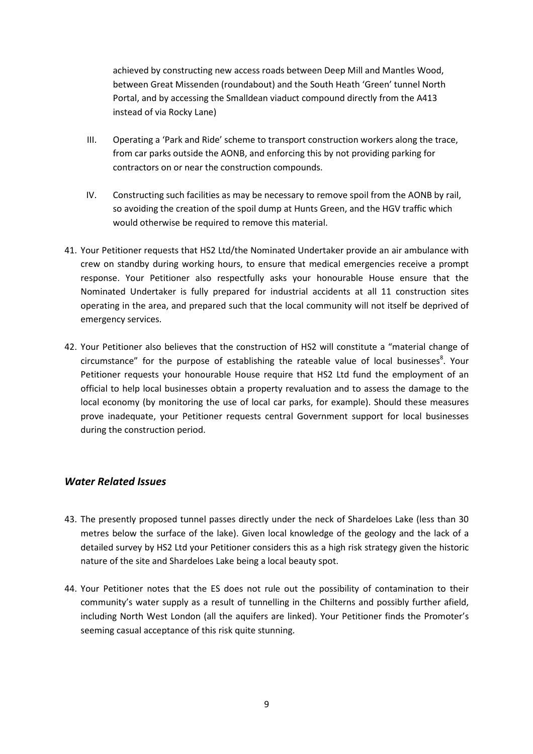achieved by constructing new access roads between Deep Mill and Mantles Wood, between Great Missenden (roundabout) and the South Heath 'Green' tunnel North Portal, and by accessing the Smalldean viaduct compound directly from the A413 instead of via Rocky Lane)

III. Operating a 'Park and Ride' scheme to transport construction workers along the trace, from car parks outside the AONB, and enforcing this by not providing parking for contractors on or near the construction compounds.

IV. Constructing such facilities as may be necessary to remove spoil from the AONB by rail, so avoiding the creation of the spoil dump at Hunts Green, and the HGV traffic which would otherwise be required to remove this material.

41. Your Petitioner requests that HS2 Ltd/the Nominated Undertaker provide an air ambulance with crew on standby during working hours, to ensure that medical emergencies receive a prompt response. Your Petitioner also respectfully asks your honourable House ensure that the Nominated Undertaker is fully prepared for industrial accidents at all 11 construction sites operating in the area, and prepared such that the local community will not itself be deprived of emergency services.

42. Your Petitioner also believes that the construction of HS2 will constitute a "material change of circumstance" for the purpose of establishing the rateable value of local businesses[8]. Your Petitioner requests your honourable House require that HS2 Ltd fund the employment of an official to help local businesses obtain a property revaluation and to assess the damage to the local economy (by monitoring the use of local car parks, for example). Should these measures prove inadequate, your Petitioner requests central Government support for local businesses during the construction period.

### *Water Related Issues*

43. The presently proposed tunnel passes directly under the neck of Shardeloes Lake (less than 30 metres below the surface of the lake). Given local knowledge of the geology and the lack of a detailed survey by HS2 Ltd your Petitioner considers this as a high risk strategy given the historic nature of the site and Shardeloes Lake being a local beauty spot.

44. Your Petitioner notes that the ES does not rule out the possibility of contamination to their community's water supply as a result of tunnelling in the Chilterns and possibly further afield, including North West London (all the aquifers are linked). Your Petitioner finds the Promoter's seeming casual acceptance of this risk quite stunning.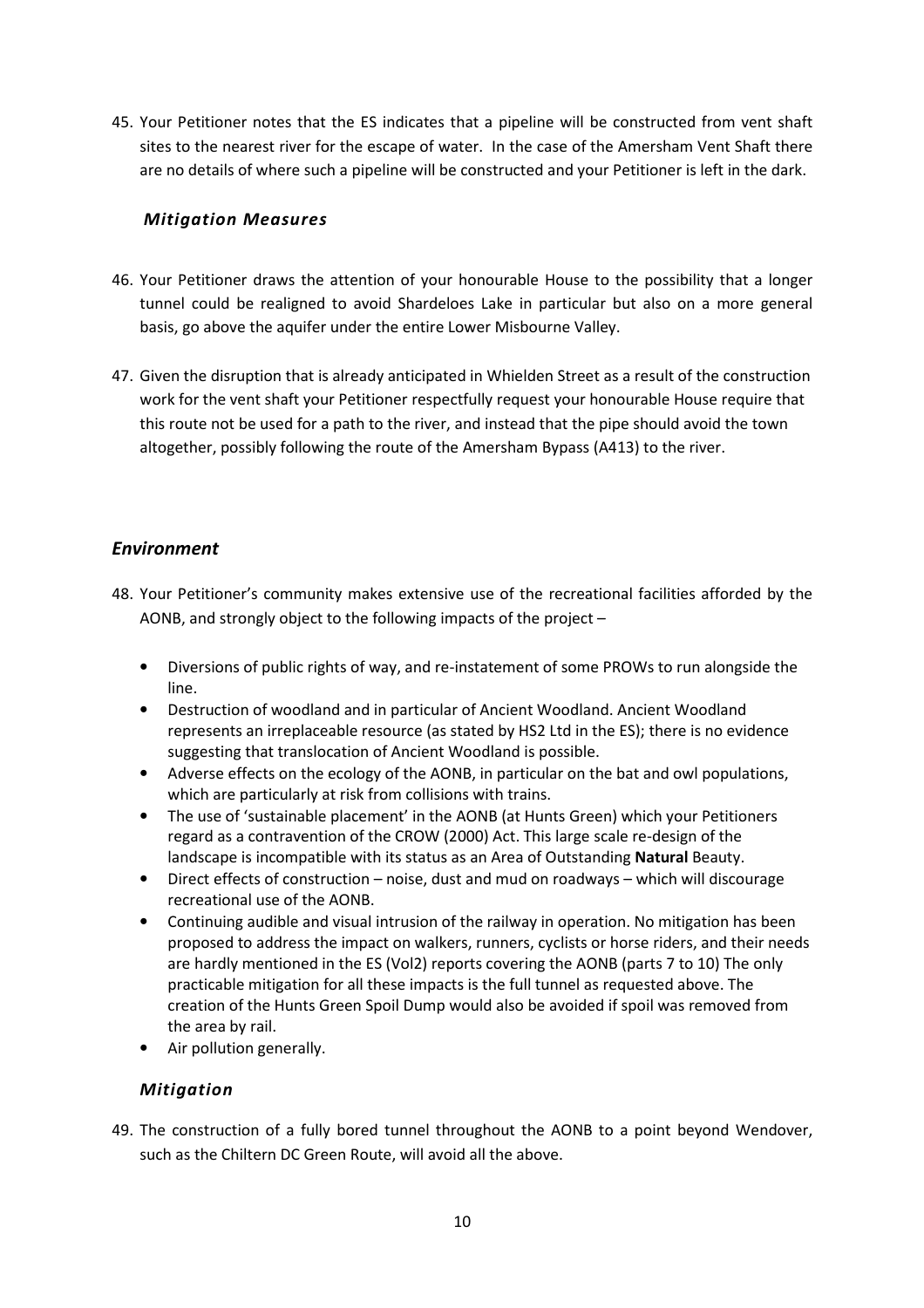45. Your Petitioner notes that the ES indicates that a pipeline will be constructed from vent shaft sites to the nearest river for the escape of water. In the case of the Amersham Vent Shaft there are no details of where such a pipeline will be constructed and your Petitioner is left in the dark.

### *Mitigation Measures*

46. Your Petitioner draws the attention of your honourable House to the possibility that a longer tunnel could be realigned to avoid Shardeloes Lake in particular but also on a more general basis, go above the aquifer under the entire Lower Misbourne Valley.

47. Given the disruption that is already anticipated in Whielden Street as a result of the construction work for the vent shaft your Petitioner respectfully request your honourable House require that this route not be used for a path to the river, and instead that the pipe should avoid the town altogether, possibly following the route of the Amersham Bypass (A413) to the river.

## *Environment*

48. Your Petitioner's community makes extensive use of the recreational facilities afforded by the AONB, and strongly object to the following impacts of the project –

    - Diversions of public rights of way, and re-instatement of some PROWs to run alongside the line.
    - Destruction of woodland and in particular of Ancient Woodland. Ancient Woodland represents an irreplaceable resource (as stated by HS2 Ltd in the ES); there is no evidence suggesting that translocation of Ancient Woodland is possible.
    - Adverse effects on the ecology of the AONB, in particular on the bat and owl populations, which are particularly at risk from collisions with trains.
    - The use of 'sustainable placement' in the AONB (at Hunts Green) which your Petitioners regard as a contravention of the CROW (2000) Act. This large scale re-design of the landscape is incompatible with its status as an Area of Outstanding **Natural** Beauty.
    - Direct effects of construction – noise, dust and mud on roadways – which will discourage recreational use of the AONB.
    - Continuing audible and visual intrusion of the railway in operation. No mitigation has been proposed to address the impact on walkers, runners, cyclists or horse riders, and their needs are hardly mentioned in the ES (Vol2) reports covering the AONB (parts 7 to 10) The only practicable mitigation for all these impacts is the full tunnel as requested above. The creation of the Hunts Green Spoil Dump would also be avoided if spoil was removed from the area by rail.
    - Air pollution generally.

### *Mitigation*

49. The construction of a fully bored tunnel throughout the AONB to a point beyond Wendover, such as the Chiltern DC Green Route, will avoid all the above.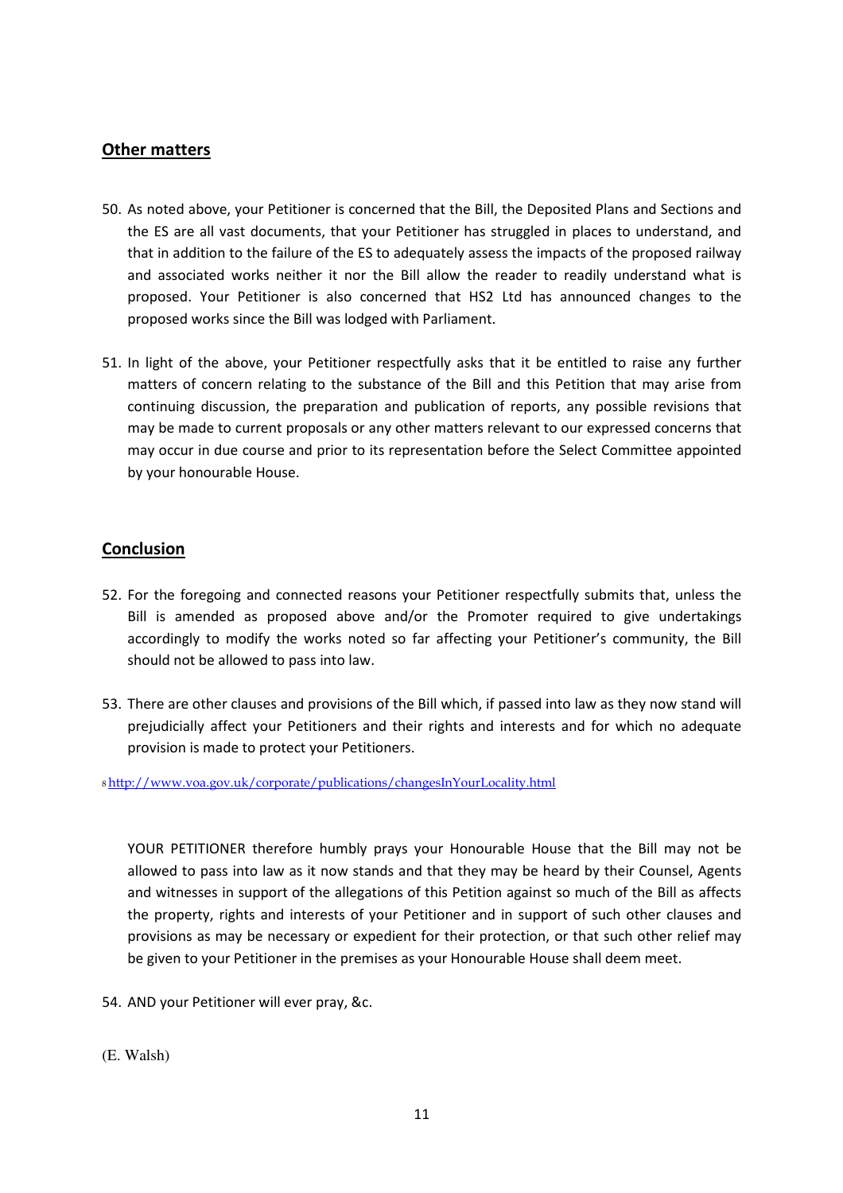## Other matters

50. As noted above, your Petitioner is concerned that the Bill, the Deposited Plans and Sections and the ES are all vast documents, that your Petitioner has struggled in places to understand, and that in addition to the failure of the ES to adequately assess the impacts of the proposed railway and associated works neither it nor the Bill allow the reader to readily understand what is proposed. Your Petitioner is also concerned that HS2 Ltd has announced changes to the proposed works since the Bill was lodged with Parliament.

51. In light of the above, your Petitioner respectfully asks that it be entitled to raise any further matters of concern relating to the substance of the Bill and this Petition that may arise from continuing discussion, the preparation and publication of reports, any possible revisions that may be made to current proposals or any other matters relevant to our expressed concerns that may occur in due course and prior to its representation before the Select Committee appointed by your honourable House.

## Conclusion

52. For the foregoing and connected reasons your Petitioner respectfully submits that, unless the Bill is amended as proposed above and/or the Promoter required to give undertakings accordingly to modify the works noted so far affecting your Petitioner's community, the Bill should not be allowed to pass into law.

53. There are other clauses and provisions of the Bill which, if passed into law as they now stand will prejudicially affect your Petitioners and their rights and interests and for which no adequate provision is made to protect your Petitioners.

[8] http://www.voa.gov.uk/corporate/publications/changesInYourLocality.html

YOUR PETITIONER therefore humbly prays your Honourable House that the Bill may not be allowed to pass into law as it now stands and that they may be heard by their Counsel, Agents and witnesses in support of the allegations of this Petition against so much of the Bill as affects the property, rights and interests of your Petitioner and in support of such other clauses and provisions as may be necessary or expedient for their protection, or that such other relief may be given to your Petitioner in the premises as your Honourable House shall deem meet.

54. AND your Petitioner will ever pray, &c.

(E. Walsh)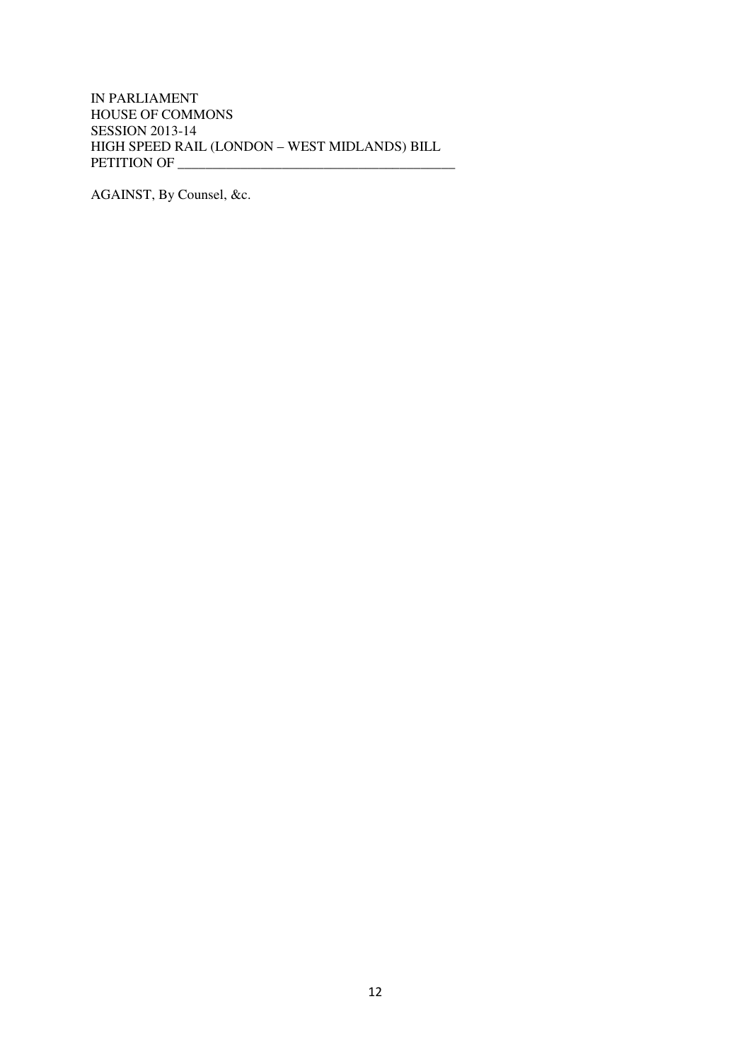IN PARLIAMENT
HOUSE OF COMMONS
SESSION 2013-14
HIGH SPEED RAIL (LONDON – WEST MIDLANDS) BILL
PETITION OF ________________________________________

AGAINST, By Counsel, &c.